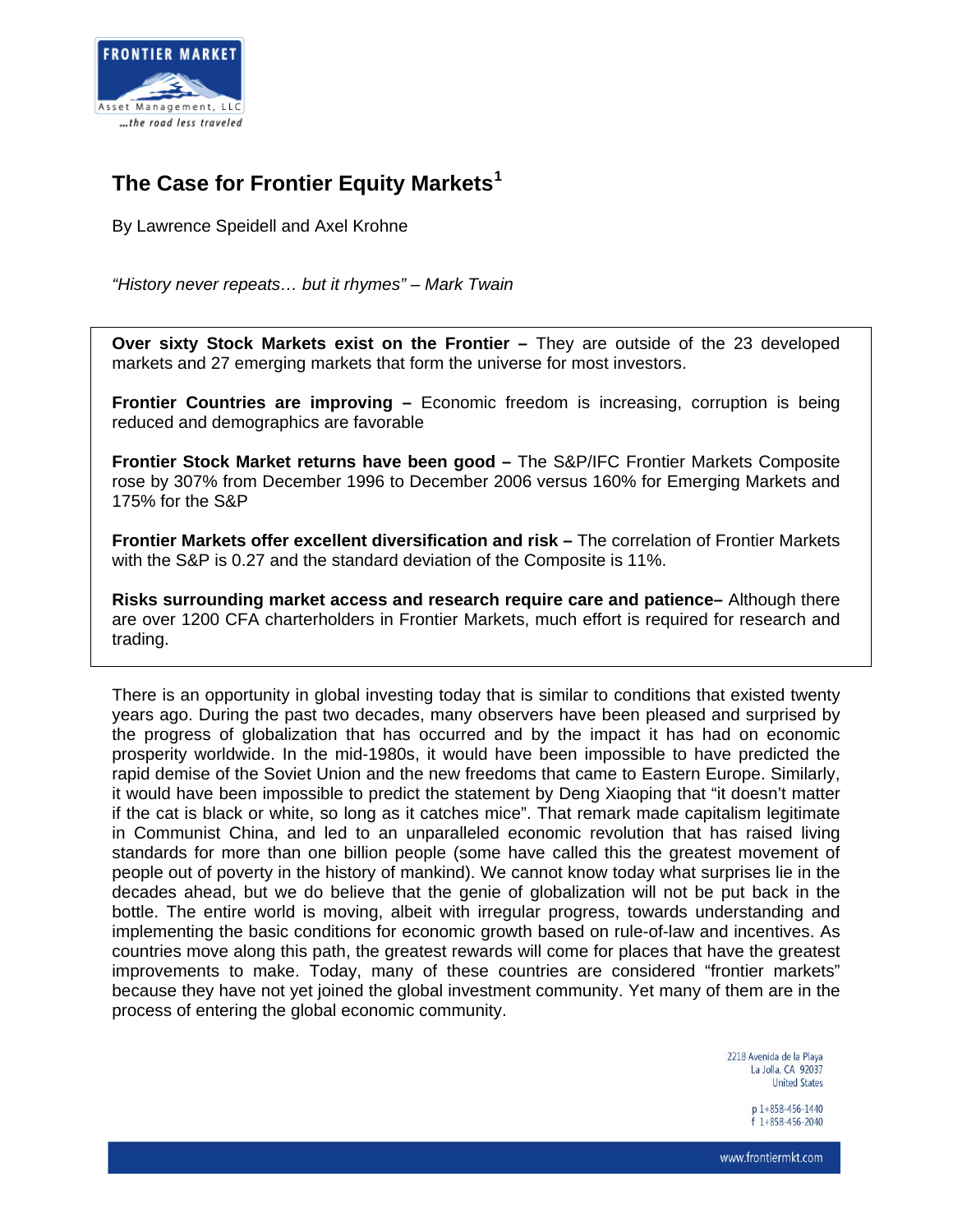# The Case for Frontier Equity Markets[1]

By Lawrence Speidell and Axel Krohne

*"History never repeats… but it rhymes" – Mark Twain*

**Over sixty Stock Markets exist on the Frontier –** They are outside of the 23 developed markets and 27 emerging markets that form the universe for most investors.

**Frontier Countries are improving –** Economic freedom is increasing, corruption is being reduced and demographics are favorable

**Frontier Stock Market returns have been good –** The S&P/IFC Frontier Markets Composite rose by 307% from December 1996 to December 2006 versus 160% for Emerging Markets and 175% for the S&P

**Frontier Markets offer excellent diversification and risk –** The correlation of Frontier Markets with the S&P is 0.27 and the standard deviation of the Composite is 11%.

**Risks surrounding market access and research require care and patience–** Although there are over 1200 CFA charterholders in Frontier Markets, much effort is required for research and trading.

There is an opportunity in global investing today that is similar to conditions that existed twenty years ago. During the past two decades, many observers have been pleased and surprised by the progress of globalization that has occurred and by the impact it has had on economic prosperity worldwide. In the mid-1980s, it would have been impossible to have predicted the rapid demise of the Soviet Union and the new freedoms that came to Eastern Europe. Similarly, it would have been impossible to predict the statement by Deng Xiaoping that "it doesn't matter if the cat is black or white, so long as it catches mice". That remark made capitalism legitimate in Communist China, and led to an unparalleled economic revolution that has raised living standards for more than one billion people (some have called this the greatest movement of people out of poverty in the history of mankind). We cannot know today what surprises lie in the decades ahead, but we do believe that the genie of globalization will not be put back in the bottle. The entire world is moving, albeit with irregular progress, towards understanding and implementing the basic conditions for economic growth based on rule-of-law and incentives. As countries move along this path, the greatest rewards will come for places that have the greatest improvements to make. Today, many of these countries are considered "frontier markets" because they have not yet joined the global investment community. Yet many of them are in the process of entering the global economic community.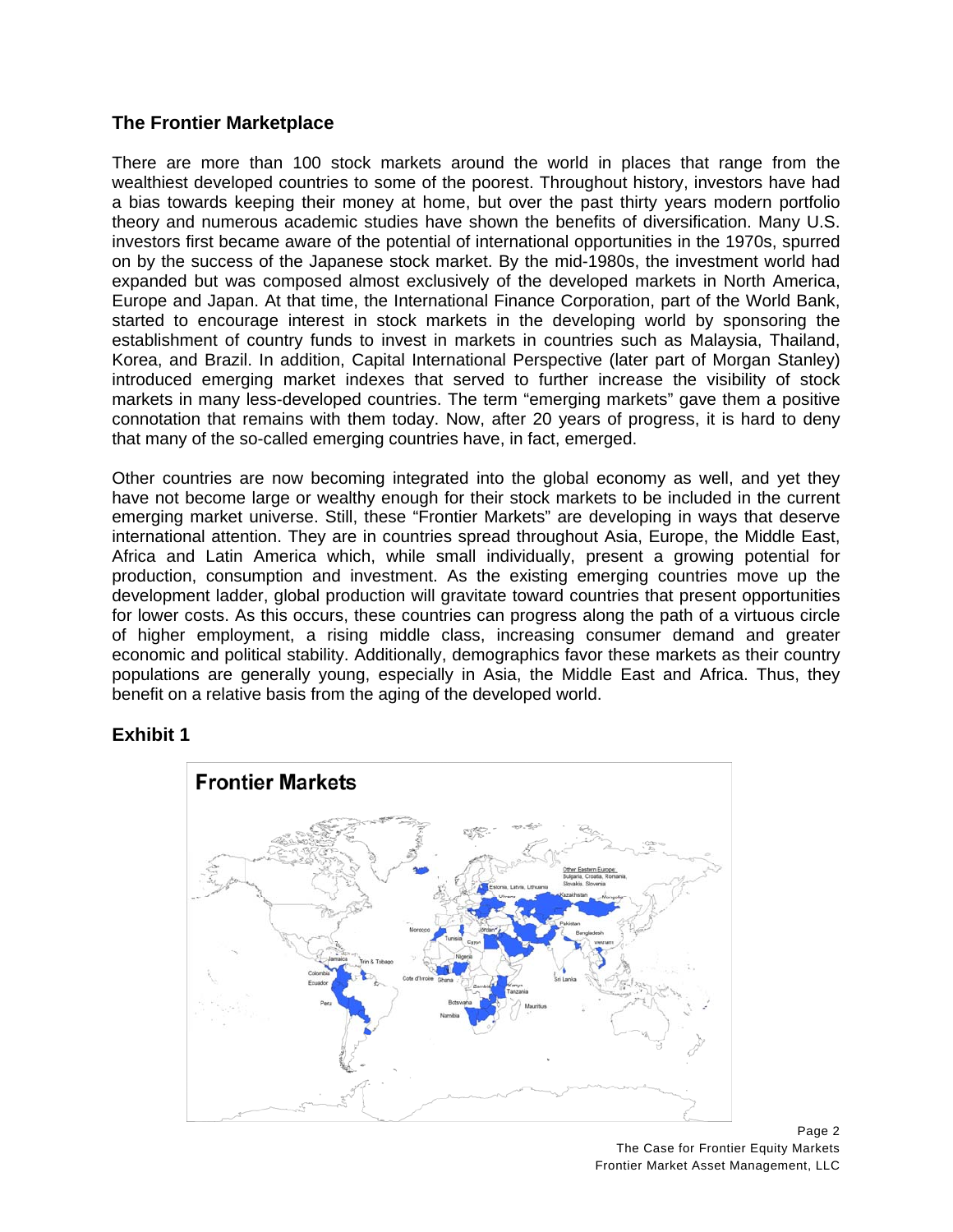## The Frontier Marketplace

There are more than 100 stock markets around the world in places that range from the wealthiest developed countries to some of the poorest. Throughout history, investors have had a bias towards keeping their money at home, but over the past thirty years modern portfolio theory and numerous academic studies have shown the benefits of diversification. Many U.S. investors first became aware of the potential of international opportunities in the 1970s, spurred on by the success of the Japanese stock market. By the mid-1980s, the investment world had expanded but was composed almost exclusively of the developed markets in North America, Europe and Japan. At that time, the International Finance Corporation, part of the World Bank, started to encourage interest in stock markets in the developing world by sponsoring the establishment of country funds to invest in markets in countries such as Malaysia, Thailand, Korea, and Brazil. In addition, Capital International Perspective (later part of Morgan Stanley) introduced emerging market indexes that served to further increase the visibility of stock markets in many less-developed countries. The term "emerging markets" gave them a positive connotation that remains with them today. Now, after 20 years of progress, it is hard to deny that many of the so-called emerging countries have, in fact, emerged.

Other countries are now becoming integrated into the global economy as well, and yet they have not become large or wealthy enough for their stock markets to be included in the current emerging market universe. Still, these "Frontier Markets" are developing in ways that deserve international attention. They are in countries spread throughout Asia, Europe, the Middle East, Africa and Latin America which, while small individually, present a growing potential for production, consumption and investment. As the existing emerging countries move up the development ladder, global production will gravitate toward countries that present opportunities for lower costs. As this occurs, these countries can progress along the path of a virtuous circle of higher employment, a rising middle class, increasing consumer demand and greater economic and political stability. Additionally, demographics favor these markets as their country populations are generally young, especially in Asia, the Middle East and Africa. Thus, they benefit on a relative basis from the aging of the developed world.

## Exhibit 1

**Frontier Markets**

Other Eastern Europe: Bulgaria, Croatia, Romania, Slovakia, Slovenia

Estonia, Latvia, Lithuania

Ukraine

Kazakhstan

Mongolia

Morocco

Tunisia

Jordan

Egypt

Pakistan

Bangladesh

Vietnam

Nigeria

Jamaica

Trin & Tobago

Colombia

Ecuador

Cote d'Ivoire

Ghana

Sri Lanka

Zambia

Kenya

Tanzania

Peru

Botswana

Namibia

Mauritius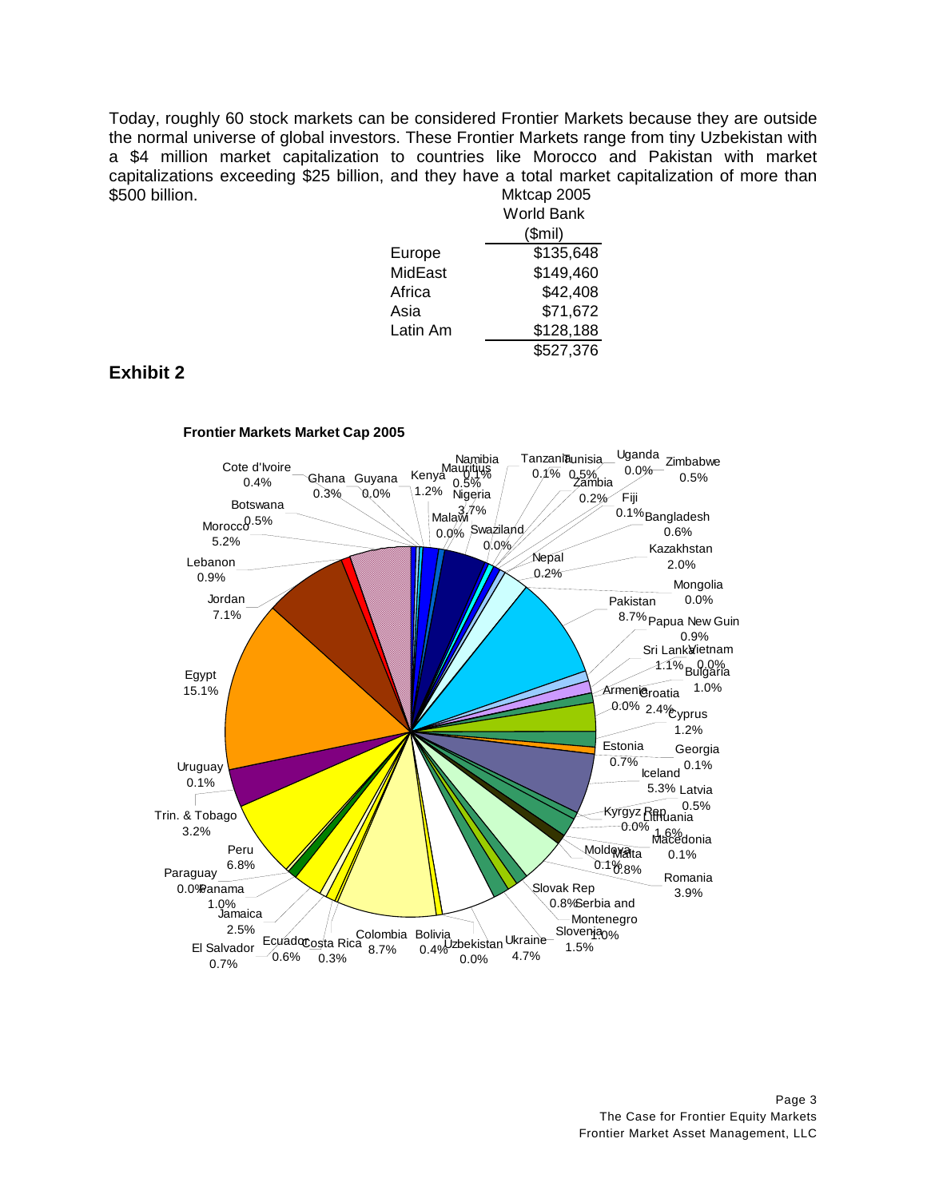Today, roughly 60 stock markets can be considered Frontier Markets because they are outside the normal universe of global investors. These Frontier Markets range from tiny Uzbekistan with a $4 million market capitalization to countries like Morocco and Pakistan with market capitalizations exceeding $25 billion, and they have a total market capitalization of more than $500 billion.

| | Mktcap 2005 World Bank ($mil) |
|---|---|
| Europe | $135,648 |
| MidEast | $149,460 |
| Africa | $42,408 |
| Asia | $71,672 |
| Latin Am | $128,188 |
| | $527,376 |

## Exhibit 2

**Frontier Markets Market Cap 2005**

| Country | Share |
|---|---|
| Cote d'Ivoire | 0.4% |
| Ghana | 0.3% |
| Guyana | 0.0% |
| Kenya | 1.2% |
| Mauritius | 0.5% |
| Namibia | 0.1% |
| Nigeria | 3.7% |
| Malawi | 0.0% |
| Swaziland | 0.0% |
| Tanzania | 0.1% |
| Tunisia | 0.5% |
| Zambia | 0.2% |
| Uganda | 0.0% |
| Zimbabwe | 0.5% |
| Fiji | 0.1% |
| Botswana | 0.5% |
| Morocco | 5.2% |
| Lebanon | 0.9% |
| Jordan | 7.1% |
| Egypt | 15.1% |
| Bangladesh | 0.6% |
| Kazakhstan | 2.0% |
| Nepal | 0.2% |
| Mongolia | 0.0% |
| Pakistan | 8.7% |
| Papua New Guin | 0.9% |
| Sri Lanka | 1.1% |
| Vietnam | 0.0% |
| Bulgaria | 1.0% |
| Armenia | 0.0% |
| Croatia | 2.4% |
| Cyprus | 1.2% |
| Estonia | 0.7% |
| Georgia | 0.1% |
| Iceland | 5.3% |
| Latvia | 0.5% |
| Kyrgyz Rep | 0.0% |
| Lithuania | 1.6% |
| Macedonia | 0.1% |
| Moldova | 0.1% |
| Malta | 0.8% |
| Romania | 3.9% |
| Slovak Rep | 0.8% |
| Serbia and Montenegro | 1.0% |
| Slovenia | 1.5% |
| Ukraine | 4.7% |
| Uzbekistan | 0.0% |
| Bolivia | 0.4% |
| Colombia | 8.7% |
| Costa Rica | 0.3% |
| Ecuador | 0.6% |
| El Salvador | 0.7% |
| Jamaica | 2.5% |
| Panama | 1.0% |
| Paraguay | 0.0% |
| Peru | 6.8% |
| Trin. & Tobago | 3.2% |
| Uruguay | 0.1% |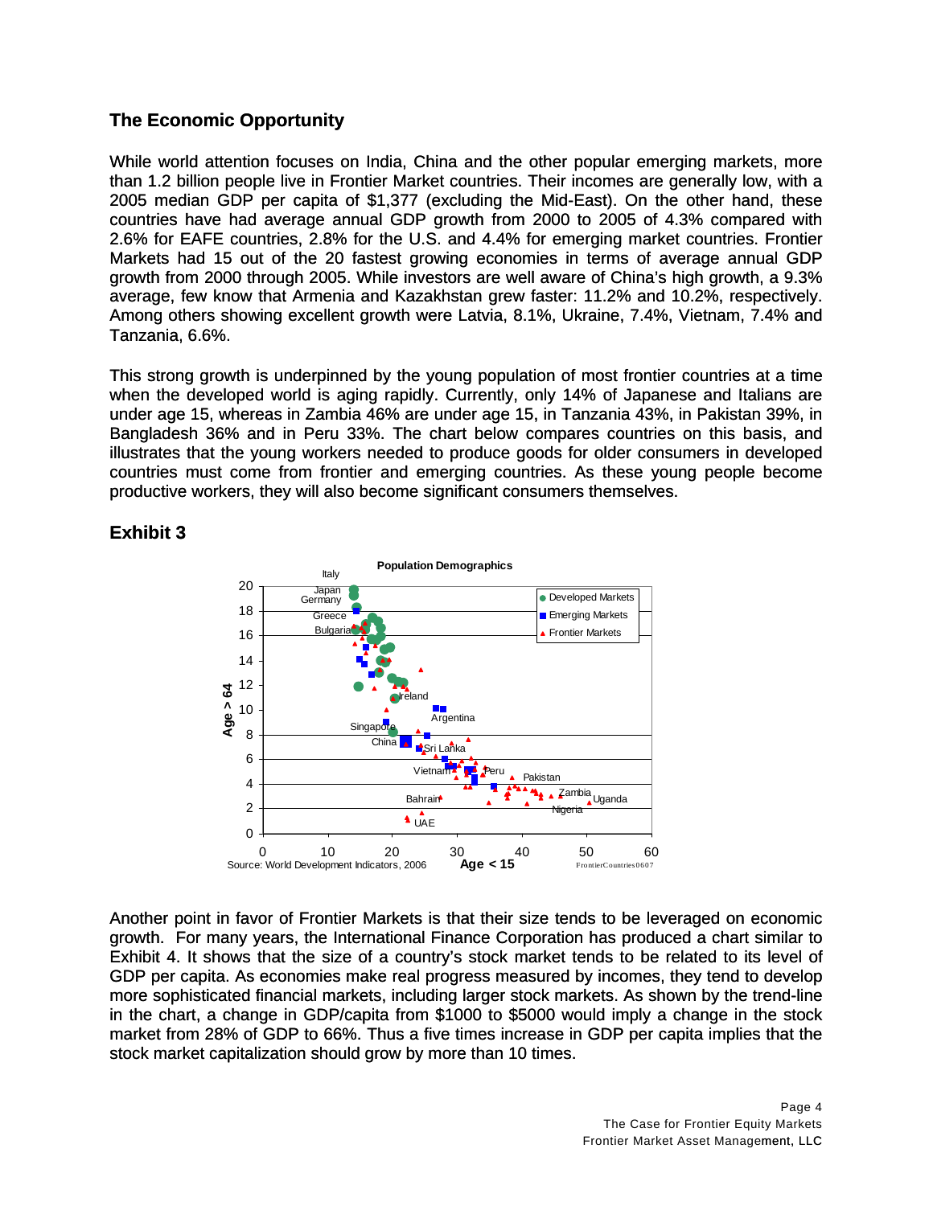## The Economic Opportunity

While world attention focuses on India, China and the other popular emerging markets, more than 1.2 billion people live in Frontier Market countries. Their incomes are generally low, with a 2005 median GDP per capita of $1,377 (excluding the Mid-East). On the other hand, these countries have had average annual GDP growth from 2000 to 2005 of 4.3% compared with 2.6% for EAFE countries, 2.8% for the U.S. and 4.4% for emerging market countries. Frontier Markets had 15 out of the 20 fastest growing economies in terms of average annual GDP growth from 2000 through 2005. While investors are well aware of China's high growth, a 9.3% average, few know that Armenia and Kazakhstan grew faster: 11.2% and 10.2%, respectively. Among others showing excellent growth were Latvia, 8.1%, Ukraine, 7.4%, Vietnam, 7.4% and Tanzania, 6.6%.

This strong growth is underpinned by the young population of most frontier countries at a time when the developed world is aging rapidly. Currently, only 14% of Japanese and Italians are under age 15, whereas in Zambia 46% are under age 15, in Tanzania 43%, in Pakistan 39%, in Bangladesh 36% and in Peru 33%. The chart below compares countries on this basis, and illustrates that the young workers needed to produce goods for older consumers in developed countries must come from frontier and emerging countries. As these young people become productive workers, they will also become significant consumers themselves.

## Exhibit 3

Source: World Development Indicators, 2006

Another point in favor of Frontier Markets is that their size tends to be leveraged on economic growth. For many years, the International Finance Corporation has produced a chart similar to Exhibit 4. It shows that the size of a country's stock market tends to be related to its level of GDP per capita. As economies make real progress measured by incomes, they tend to develop more sophisticated financial markets, including larger stock markets. As shown by the trend-line in the chart, a change in GDP/capita from $1000 to $5000 would imply a change in the stock market from 28% of GDP to 66%. Thus a five times increase in GDP per capita implies that the stock market capitalization should grow by more than 10 times.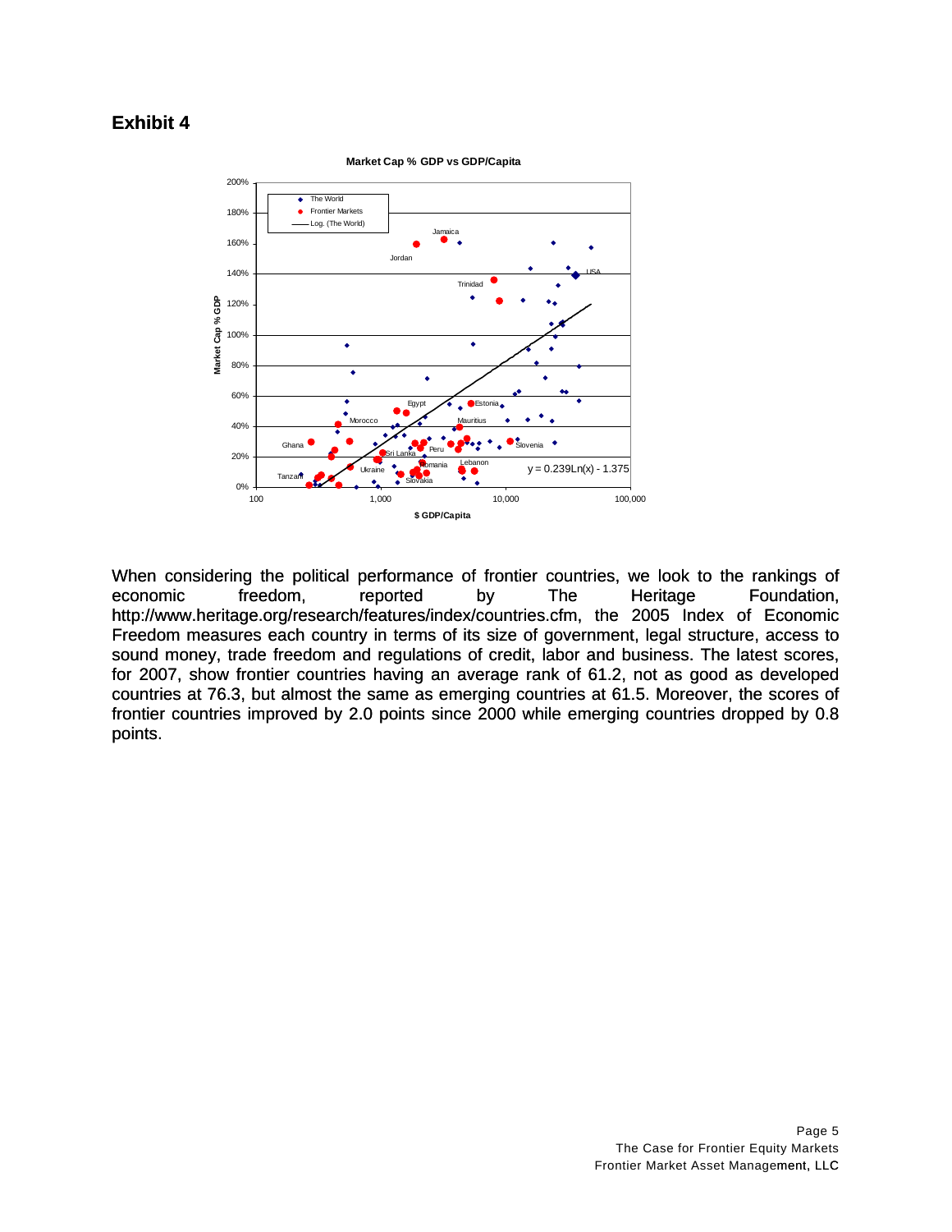**Exhibit 4**

**Market Cap % GDP vs GDP/Capita**

When considering the political performance of frontier countries, we look to the rankings of economic freedom, reported by The Heritage Foundation, http://www.heritage.org/research/features/index/countries.cfm, the 2005 Index of Economic Freedom measures each country in terms of its size of government, legal structure, access to sound money, trade freedom and regulations of credit, labor and business. The latest scores, for 2007, show frontier countries having an average rank of 61.2, not as good as developed countries at 76.3, but almost the same as emerging countries at 61.5. Moreover, the scores of frontier countries improved by 2.0 points since 2000 while emerging countries dropped by 0.8 points.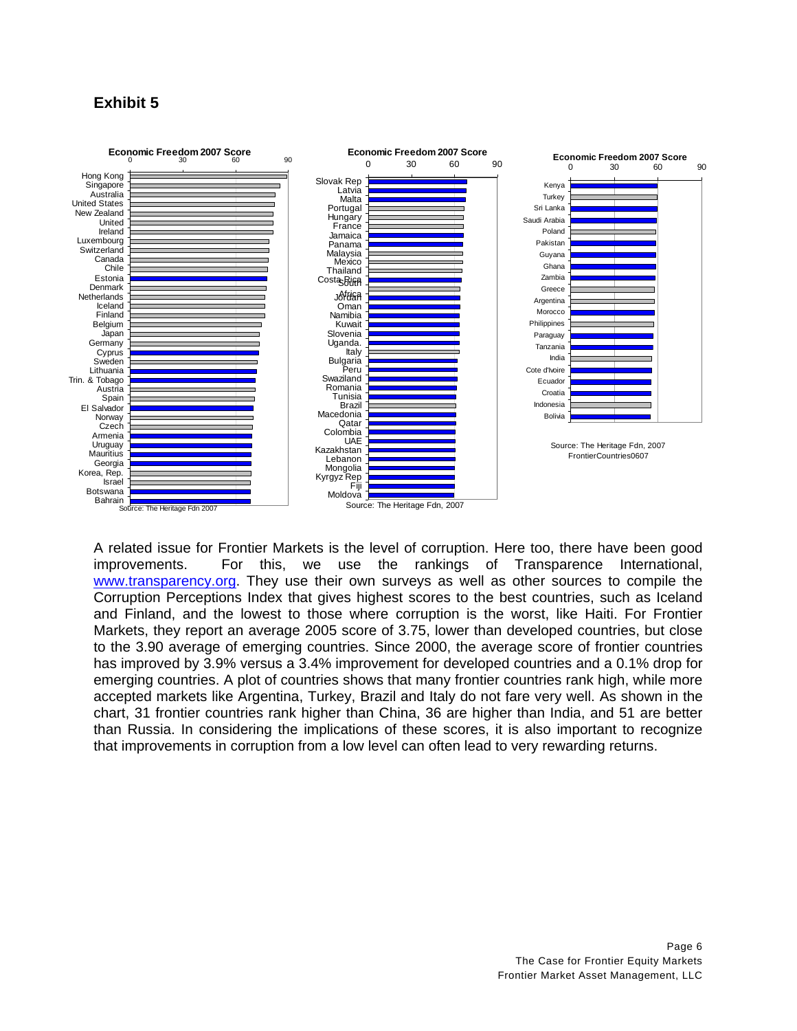# Exhibit 5

**Economic Freedom 2007 Score**

Hong Kong, Singapore, Australia, United States, New Zealand, United, Ireland, Luxembourg, Switzerland, Canada, Chile, Estonia, Denmark, Netherlands, Iceland, Finland, Belgium, Japan, Germany, Cyprus, Sweden, Lithuania, Trin. & Tobago, Austria, Spain, El Salvador, Norway, Czech, Armenia, Uruguay, Mauritius, Georgia, Korea, Rep., Israel, Botswana, Bahrain

Source: The Heritage Fdn 2007

**Economic Freedom 2007 Score**

Slovak Rep, Latvia, Malta, Portugal, Hungary, France, Jamaica, Panama, Malaysia, Mexico, Thailand, Costa Rica, South Africa, Jordan, Oman, Namibia, Kuwait, Slovenia, Uganda, Italy, Bulgaria, Peru, Swaziland, Romania, Tunisia, Brazil, Macedonia, Qatar, Colombia, UAE, Kazakhstan, Lebanon, Mongolia, Kyrgyz Rep, Fiji, Moldova

Source: The Heritage Fdn, 2007

**Economic Freedom 2007 Score**

Kenya, Turkey, Sri Lanka, Saudi Arabia, Poland, Pakistan, Guyana, Ghana, Zambia, Greece, Argentina, Morocco, Philippines, Paraguay, Tanzania, India, Cote d'Ivoire, Ecuador, Croatia, Indonesia, Bolivia

Source: The Heritage Fdn, 2007
FrontierCountries0607

A related issue for Frontier Markets is the level of corruption. Here too, there have been good improvements. For this, we use the rankings of Transparence International, www.transparency.org. They use their own surveys as well as other sources to compile the Corruption Perceptions Index that gives highest scores to the best countries, such as Iceland and Finland, and the lowest to those where corruption is the worst, like Haiti. For Frontier Markets, they report an average 2005 score of 3.75, lower than developed countries, but close to the 3.90 average of emerging countries. Since 2000, the average score of frontier countries has improved by 3.9% versus a 3.4% improvement for developed countries and a 0.1% drop for emerging countries. A plot of countries shows that many frontier countries rank high, while more accepted markets like Argentina, Turkey, Brazil and Italy do not fare very well. As shown in the chart, 31 frontier countries rank higher than China, 36 are higher than India, and 51 are better than Russia. In considering the implications of these scores, it is also important to recognize that improvements in corruption from a low level can often lead to very rewarding returns.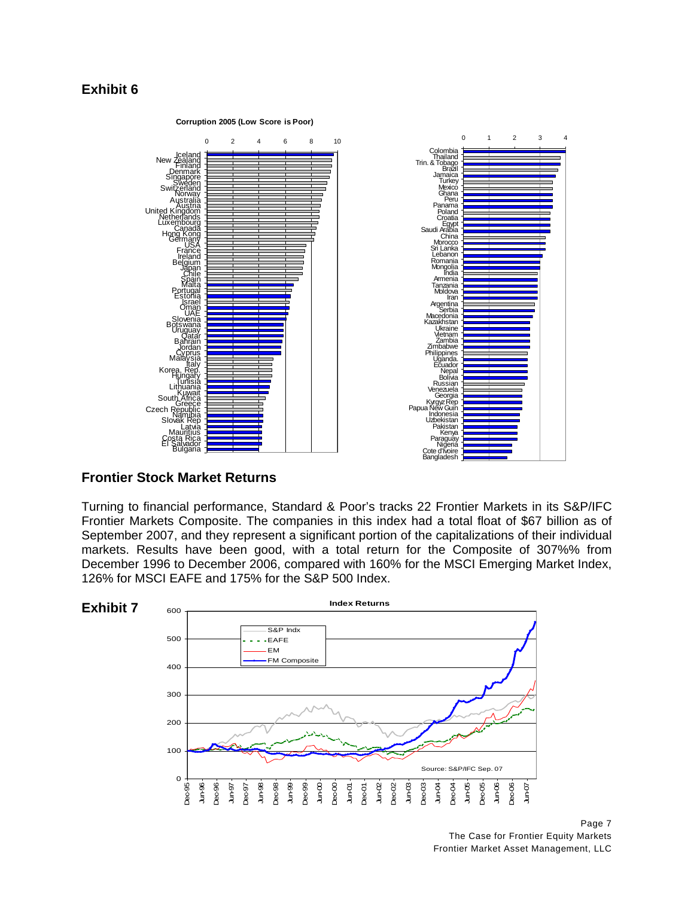## Exhibit 6

**Corruption 2005 (Low Score is Poor)**

## Frontier Stock Market Returns

Turning to financial performance, Standard & Poor's tracks 22 Frontier Markets in its S&P/IFC Frontier Markets Composite. The companies in this index had a total float of $67 billion as of September 2007, and they represent a significant portion of the capitalizations of their individual markets. Results have been good, with a total return for the Composite of 307%% from December 1996 to December 2006, compared with 160% for the MSCI Emerging Market Index, 126% for MSCI EAFE and 175% for the S&P 500 Index.

## Exhibit 7

**Index Returns**

Source: S&P/IFC Sep. 07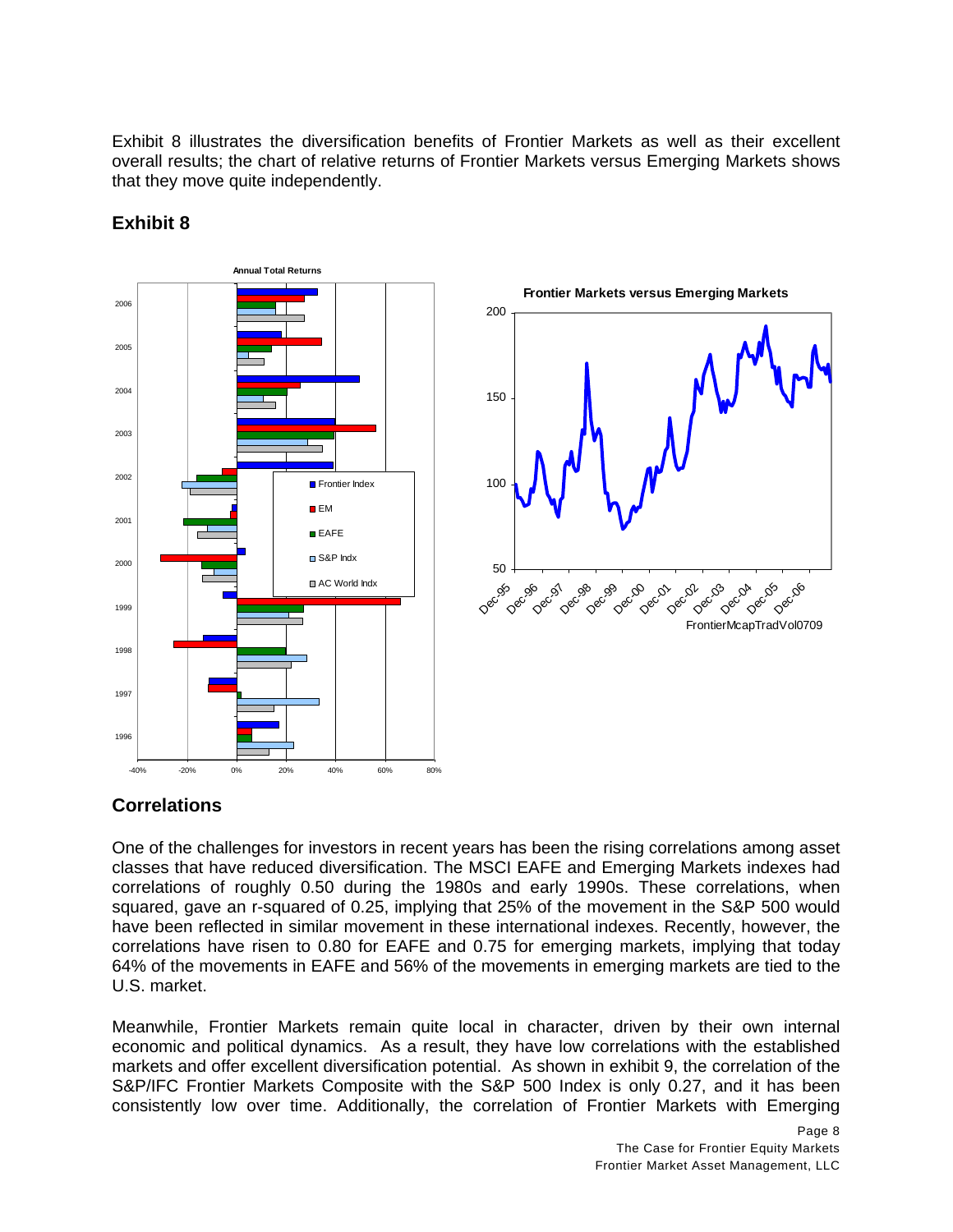Exhibit 8 illustrates the diversification benefits of Frontier Markets as well as their excellent overall results; the chart of relative returns of Frontier Markets versus Emerging Markets shows that they move quite independently.

## Exhibit 8

## Correlations

One of the challenges for investors in recent years has been the rising correlations among asset classes that have reduced diversification. The MSCI EAFE and Emerging Markets indexes had correlations of roughly 0.50 during the 1980s and early 1990s. These correlations, when squared, gave an r-squared of 0.25, implying that 25% of the movement in the S&P 500 would have been reflected in similar movement in these international indexes. Recently, however, the correlations have risen to 0.80 for EAFE and 0.75 for emerging markets, implying that today 64% of the movements in EAFE and 56% of the movements in emerging markets are tied to the U.S. market.

Meanwhile, Frontier Markets remain quite local in character, driven by their own internal economic and political dynamics. As a result, they have low correlations with the established markets and offer excellent diversification potential. As shown in exhibit 9, the correlation of the S&P/IFC Frontier Markets Composite with the S&P 500 Index is only 0.27, and it has been consistently low over time. Additionally, the correlation of Frontier Markets with Emerging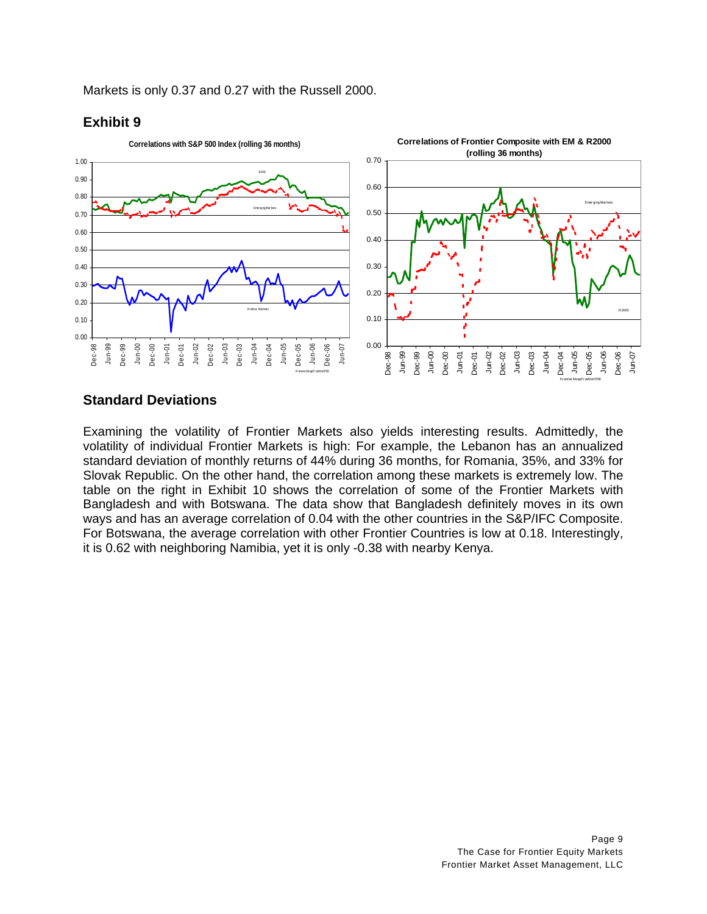Markets is only 0.37 and 0.27 with the Russell 2000.

## Exhibit 9

## Standard Deviations

Examining the volatility of Frontier Markets also yields interesting results. Admittedly, the volatility of individual Frontier Markets is high: For example, the Lebanon has an annualized standard deviation of monthly returns of 44% during 36 months, for Romania, 35%, and 33% for Slovak Republic. On the other hand, the correlation among these markets is extremely low. The table on the right in Exhibit 10 shows the correlation of some of the Frontier Markets with Bangladesh and with Botswana. The data show that Bangladesh definitely moves in its own ways and has an average correlation of 0.04 with the other countries in the S&P/IFC Composite. For Botswana, the average correlation with other Frontier Countries is low at 0.18. Interestingly, it is 0.62 with neighboring Namibia, yet it is only -0.38 with nearby Kenya.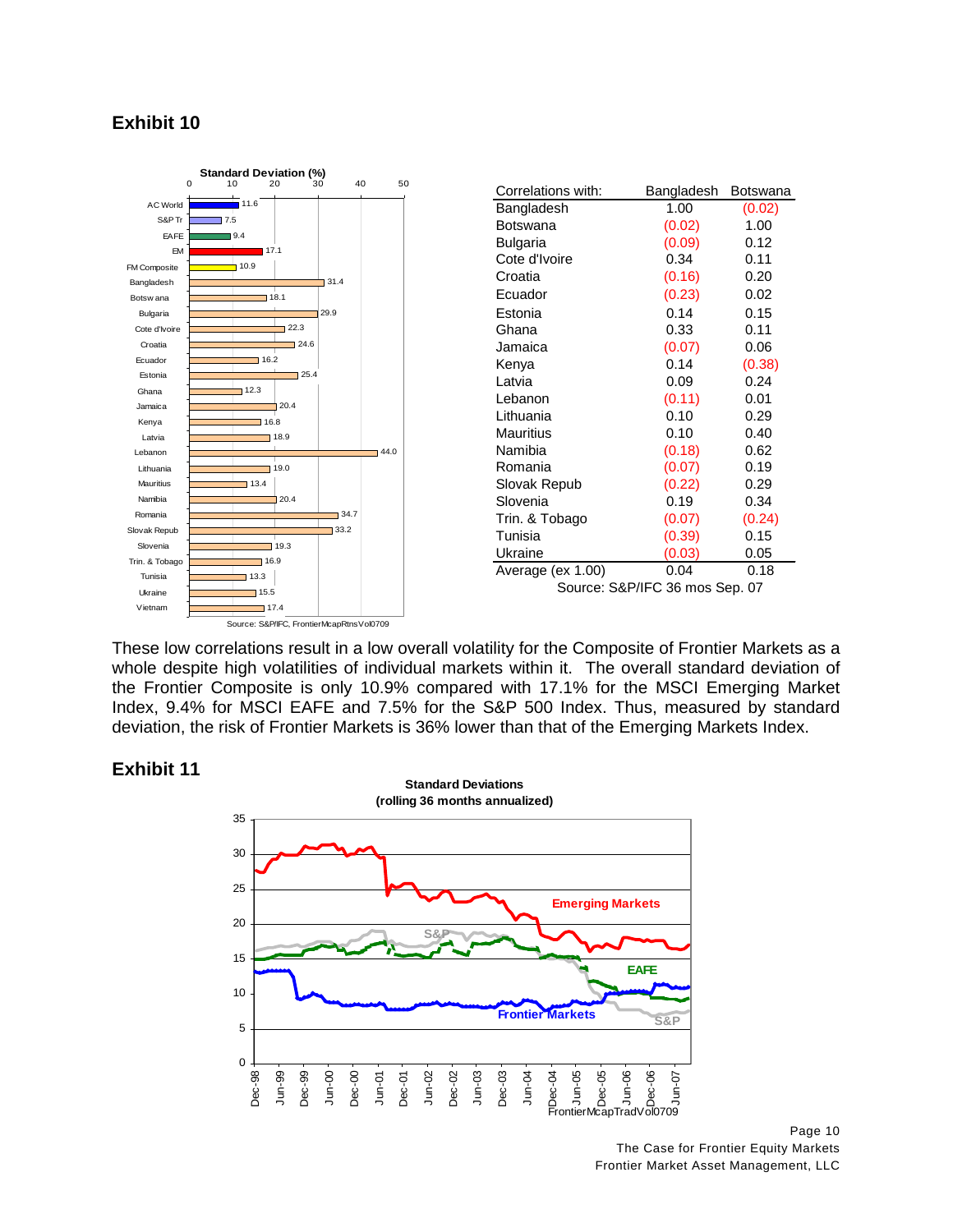## Exhibit 10

**Standard Deviation (%)**

| | Standard Deviation (%) |
|---|---|
| AC World | 11.6 |
| S&P Tr | 7.5 |
| EAFE | 9.4 |
| EM | 17.1 |
| FM Composite | 10.9 |
| Bangladesh | 31.4 |
| Botswana | 18.1 |
| Bulgaria | 29.9 |
| Cote d'Ivoire | 22.3 |
| Croatia | 24.6 |
| Ecuador | 16.2 |
| Estonia | 25.4 |
| Ghana | 12.3 |
| Jamaica | 20.4 |
| Kenya | 16.8 |
| Latvia | 18.9 |
| Lebanon | 44.0 |
| Lithuania | 19.0 |
| Mauritius | 13.4 |
| Namibia | 20.4 |
| Romania | 34.7 |
| Slovak Repub | 33.2 |
| Slovenia | 19.3 |
| Trin. & Tobago | 16.9 |
| Tunisia | 13.3 |
| Ukraine | 15.5 |
| Vietnam | 17.4 |

Source: S&P/IFC, FrontierMcapRtnsVol0709

| Correlations with: | Bangladesh | Botswana |
|---|---|---|
| Bangladesh | 1.00 | (0.02) |
| Botswana | (0.02) | 1.00 |
| Bulgaria | (0.09) | 0.12 |
| Cote d'Ivoire | 0.34 | 0.11 |
| Croatia | (0.16) | 0.20 |
| Ecuador | (0.23) | 0.02 |
| Estonia | 0.14 | 0.15 |
| Ghana | 0.33 | 0.11 |
| Jamaica | (0.07) | 0.06 |
| Kenya | 0.14 | (0.38) |
| Latvia | 0.09 | 0.24 |
| Lebanon | (0.11) | 0.01 |
| Lithuania | 0.10 | 0.29 |
| Mauritius | 0.10 | 0.40 |
| Namibia | (0.18) | 0.62 |
| Romania | (0.07) | 0.19 |
| Slovak Repub | (0.22) | 0.29 |
| Slovenia | 0.19 | 0.34 |
| Trin. & Tobago | (0.07) | (0.24) |
| Tunisia | (0.39) | 0.15 |
| Ukraine | (0.03) | 0.05 |
| Average (ex 1.00) | 0.04 | 0.18 |

Source: S&P/IFC 36 mos Sep. 07

These low correlations result in a low overall volatility for the Composite of Frontier Markets as a whole despite high volatilities of individual markets within it. The overall standard deviation of the Frontier Composite is only 10.9% compared with 17.1% for the MSCI Emerging Market Index, 9.4% for MSCI EAFE and 7.5% for the S&P 500 Index. Thus, measured by standard deviation, the risk of Frontier Markets is 36% lower than that of the Emerging Markets Index.

## Exhibit 11

**Standard Deviations (rolling 36 months annualized)**

FrontierMcapTradVol0709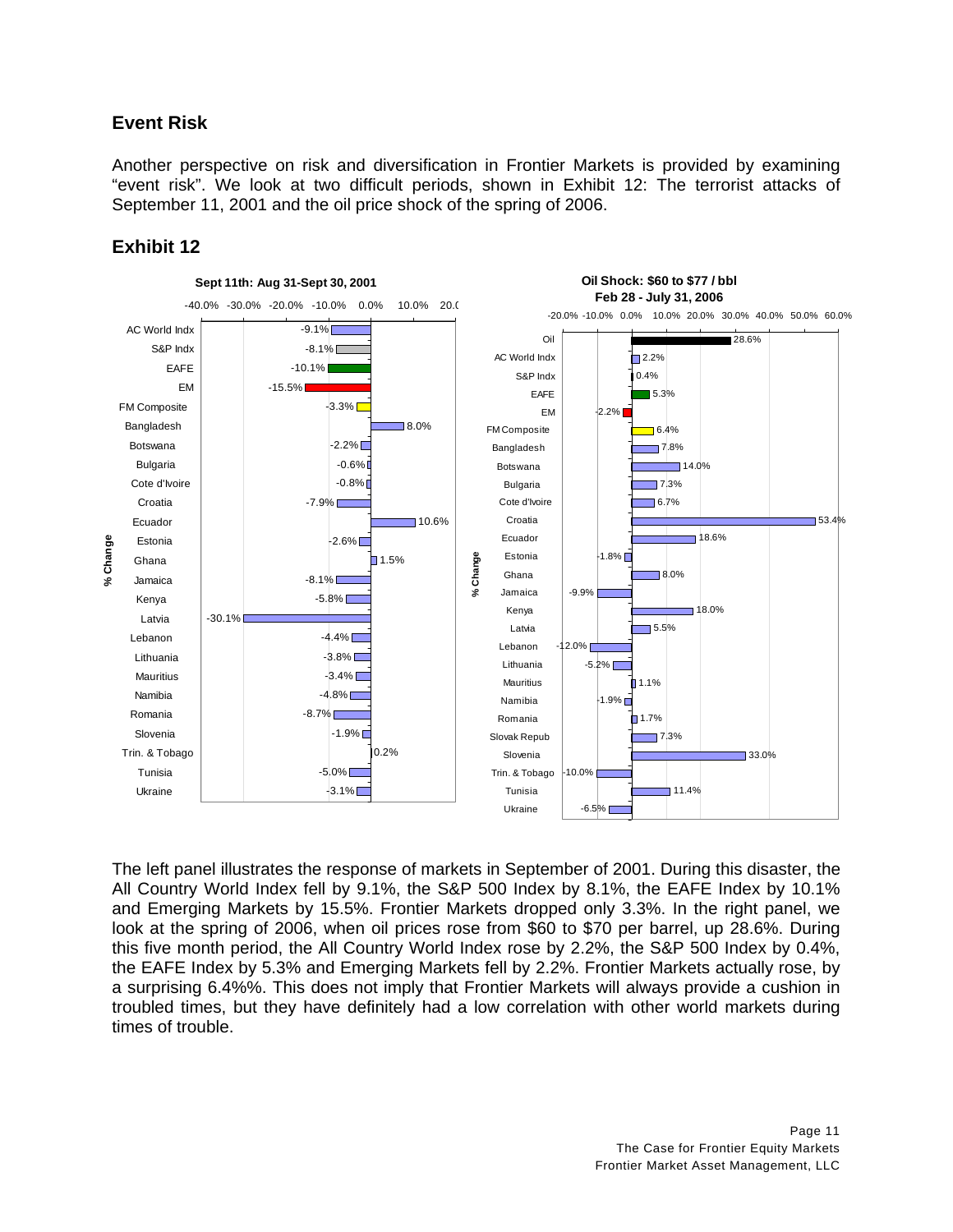## Event Risk

Another perspective on risk and diversification in Frontier Markets is provided by examining "event risk". We look at two difficult periods, shown in Exhibit 12: The terrorist attacks of September 11, 2001 and the oil price shock of the spring of 2006.

## Exhibit 12

**Sept 11th: Aug 31-Sept 30, 2001**

| | % Change |
|---|---|
| AC World Indx | -9.1% |
| S&P Indx | -8.1% |
| EAFE | -10.1% |
| EM | -15.5% |
| FM Composite | -3.3% |
| Bangladesh | 8.0% |
| Botswana | -2.2% |
| Bulgaria | -0.6% |
| Cote d'Ivoire | -0.8% |
| Croatia | -7.9% |
| Ecuador | 10.6% |
| Estonia | -2.6% |
| Ghana | 1.5% |
| Jamaica | -8.1% |
| Kenya | -5.8% |
| Latvia | -30.1% |
| Lebanon | -4.4% |
| Lithuania | -3.8% |
| Mauritius | -3.4% |
| Namibia | -4.8% |
| Romania | -8.7% |
| Slovenia | -1.9% |
| Trin. & Tobago | 0.2% |
| Tunisia | -5.0% |
| Ukraine | -3.1% |

**Oil Shock: $60 to $77 / bbl**
**Feb 28 - July 31, 2006**

| | % Change |
|---|---|
| Oil | 28.6% |
| AC World Indx | 2.2% |
| S&P Indx | 0.4% |
| EAFE | 5.3% |
| EM | -2.2% |
| FM Composite | 6.4% |
| Bangladesh | 7.8% |
| Botswana | 14.0% |
| Bulgaria | 7.3% |
| Cote d'Ivoire | 6.7% |
| Croatia | 53.4% |
| Ecuador | 18.6% |
| Estonia | -1.8% |
| Ghana | 8.0% |
| Jamaica | -9.9% |
| Kenya | 18.0% |
| Latvia | 5.5% |
| Lebanon | -12.0% |
| Lithuania | -5.2% |
| Mauritius | 1.1% |
| Namibia | -1.9% |
| Romania | 1.7% |
| Slovak Repub | 7.3% |
| Slovenia | 33.0% |
| Trin. & Tobago | -10.0% |
| Tunisia | 11.4% |
| Ukraine | -6.5% |

The left panel illustrates the response of markets in September of 2001. During this disaster, the All Country World Index fell by 9.1%, the S&P 500 Index by 8.1%, the EAFE Index by 10.1% and Emerging Markets by 15.5%. Frontier Markets dropped only 3.3%. In the right panel, we look at the spring of 2006, when oil prices rose from $60 to $70 per barrel, up 28.6%. During this five month period, the All Country World Index rose by 2.2%, the S&P 500 Index by 0.4%, the EAFE Index by 5.3% and Emerging Markets fell by 2.2%. Frontier Markets actually rose, by a surprising 6.4%%. This does not imply that Frontier Markets will always provide a cushion in troubled times, but they have definitely had a low correlation with other world markets during times of trouble.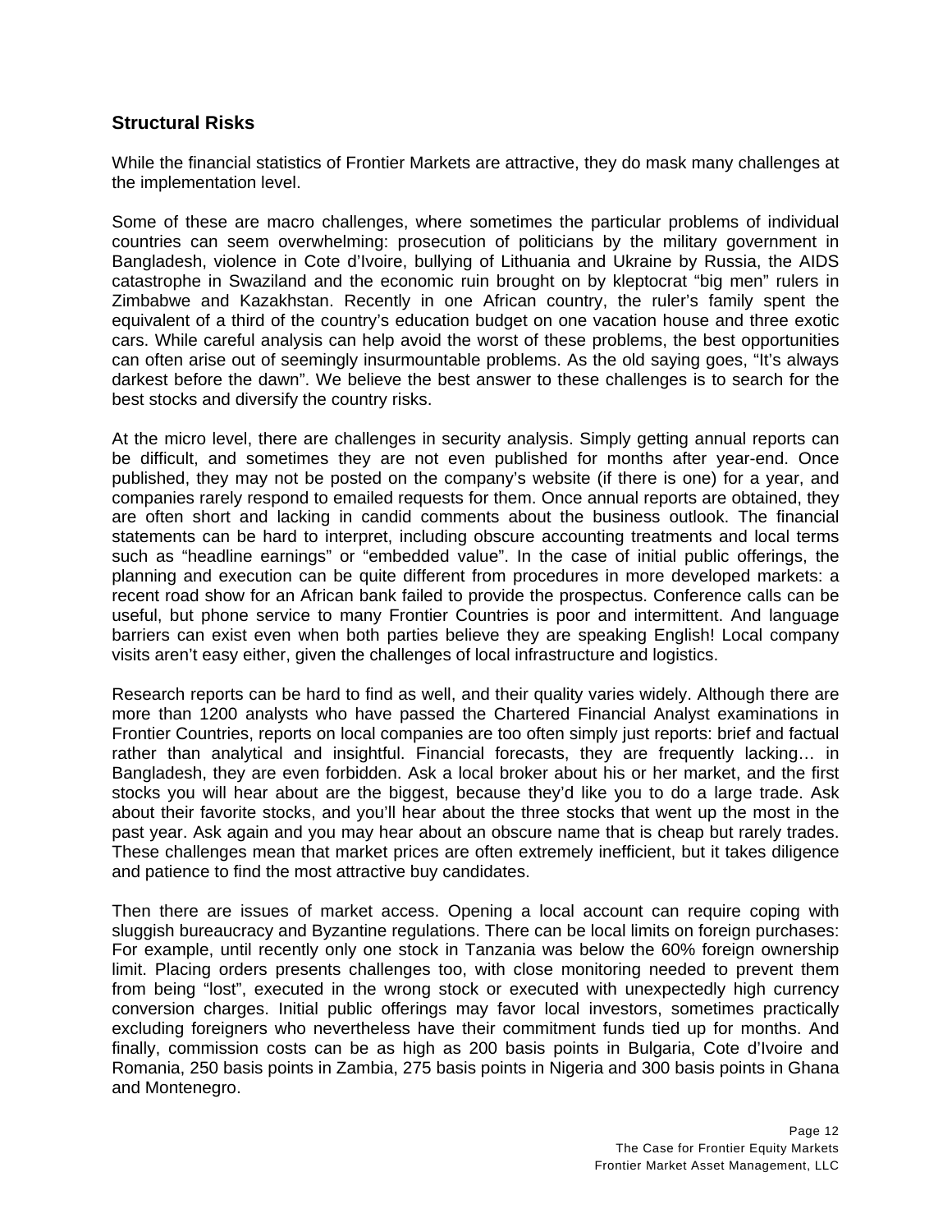## Structural Risks

While the financial statistics of Frontier Markets are attractive, they do mask many challenges at the implementation level.

Some of these are macro challenges, where sometimes the particular problems of individual countries can seem overwhelming: prosecution of politicians by the military government in Bangladesh, violence in Cote d'Ivoire, bullying of Lithuania and Ukraine by Russia, the AIDS catastrophe in Swaziland and the economic ruin brought on by kleptocrat "big men" rulers in Zimbabwe and Kazakhstan. Recently in one African country, the ruler's family spent the equivalent of a third of the country's education budget on one vacation house and three exotic cars. While careful analysis can help avoid the worst of these problems, the best opportunities can often arise out of seemingly insurmountable problems. As the old saying goes, "It's always darkest before the dawn". We believe the best answer to these challenges is to search for the best stocks and diversify the country risks.

At the micro level, there are challenges in security analysis. Simply getting annual reports can be difficult, and sometimes they are not even published for months after year-end. Once published, they may not be posted on the company's website (if there is one) for a year, and companies rarely respond to emailed requests for them. Once annual reports are obtained, they are often short and lacking in candid comments about the business outlook. The financial statements can be hard to interpret, including obscure accounting treatments and local terms such as "headline earnings" or "embedded value". In the case of initial public offerings, the planning and execution can be quite different from procedures in more developed markets: a recent road show for an African bank failed to provide the prospectus. Conference calls can be useful, but phone service to many Frontier Countries is poor and intermittent. And language barriers can exist even when both parties believe they are speaking English! Local company visits aren't easy either, given the challenges of local infrastructure and logistics.

Research reports can be hard to find as well, and their quality varies widely. Although there are more than 1200 analysts who have passed the Chartered Financial Analyst examinations in Frontier Countries, reports on local companies are too often simply just reports: brief and factual rather than analytical and insightful. Financial forecasts, they are frequently lacking… in Bangladesh, they are even forbidden. Ask a local broker about his or her market, and the first stocks you will hear about are the biggest, because they'd like you to do a large trade. Ask about their favorite stocks, and you'll hear about the three stocks that went up the most in the past year. Ask again and you may hear about an obscure name that is cheap but rarely trades. These challenges mean that market prices are often extremely inefficient, but it takes diligence and patience to find the most attractive buy candidates.

Then there are issues of market access. Opening a local account can require coping with sluggish bureaucracy and Byzantine regulations. There can be local limits on foreign purchases: For example, until recently only one stock in Tanzania was below the 60% foreign ownership limit. Placing orders presents challenges too, with close monitoring needed to prevent them from being "lost", executed in the wrong stock or executed with unexpectedly high currency conversion charges. Initial public offerings may favor local investors, sometimes practically excluding foreigners who nevertheless have their commitment funds tied up for months. And finally, commission costs can be as high as 200 basis points in Bulgaria, Cote d'Ivoire and Romania, 250 basis points in Zambia, 275 basis points in Nigeria and 300 basis points in Ghana and Montenegro.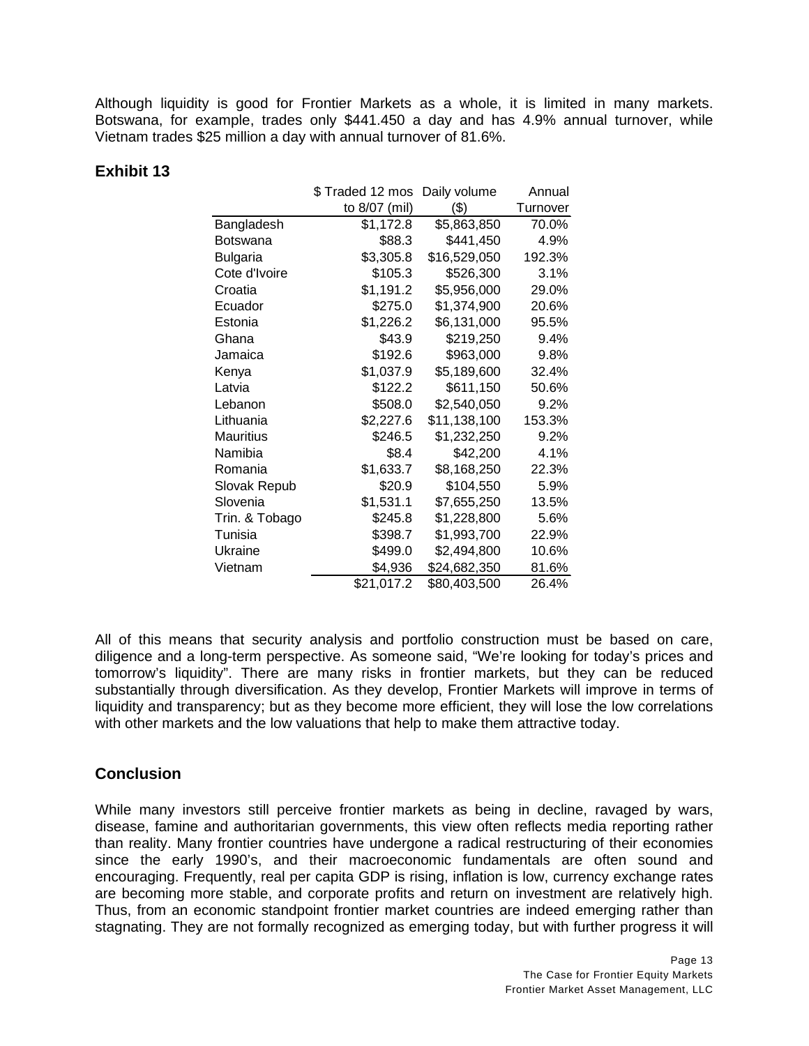Although liquidity is good for Frontier Markets as a whole, it is limited in many markets. Botswana, for example, trades only $441.450 a day and has 4.9% annual turnover, while Vietnam trades $25 million a day with annual turnover of 81.6%.

### Exhibit 13

| | $ Traded 12 mos to 8/07 (mil) | Daily volume ($) | Annual Turnover |
|---|---|---|---|
| Bangladesh | $1,172.8 | $5,863,850 | 70.0% |
| Botswana | $88.3 | $441,450 | 4.9% |
| Bulgaria | $3,305.8 | $16,529,050 | 192.3% |
| Cote d'Ivoire | $105.3 | $526,300 | 3.1% |
| Croatia | $1,191.2 | $5,956,000 | 29.0% |
| Ecuador | $275.0 | $1,374,900 | 20.6% |
| Estonia | $1,226.2 | $6,131,000 | 95.5% |
| Ghana | $43.9 | $219,250 | 9.4% |
| Jamaica | $192.6 | $963,000 | 9.8% |
| Kenya | $1,037.9 | $5,189,600 | 32.4% |
| Latvia | $122.2 | $611,150 | 50.6% |
| Lebanon | $508.0 | $2,540,050 | 9.2% |
| Lithuania | $2,227.6 | $11,138,100 | 153.3% |
| Mauritius | $246.5 | $1,232,250 | 9.2% |
| Namibia | $8.4 | $42,200 | 4.1% |
| Romania | $1,633.7 | $8,168,250 | 22.3% |
| Slovak Repub | $20.9 | $104,550 | 5.9% |
| Slovenia | $1,531.1 | $7,655,250 | 13.5% |
| Trin. & Tobago | $245.8 | $1,228,800 | 5.6% |
| Tunisia | $398.7 | $1,993,700 | 22.9% |
| Ukraine | $499.0 | $2,494,800 | 10.6% |
| Vietnam | $4,936 | $24,682,350 | 81.6% |
| | $21,017.2 | $80,403,500 | 26.4% |

All of this means that security analysis and portfolio construction must be based on care, diligence and a long-term perspective. As someone said, "We're looking for today's prices and tomorrow's liquidity". There are many risks in frontier markets, but they can be reduced substantially through diversification. As they develop, Frontier Markets will improve in terms of liquidity and transparency; but as they become more efficient, they will lose the low correlations with other markets and the low valuations that help to make them attractive today.

## Conclusion

While many investors still perceive frontier markets as being in decline, ravaged by wars, disease, famine and authoritarian governments, this view often reflects media reporting rather than reality. Many frontier countries have undergone a radical restructuring of their economies since the early 1990's, and their macroeconomic fundamentals are often sound and encouraging. Frequently, real per capita GDP is rising, inflation is low, currency exchange rates are becoming more stable, and corporate profits and return on investment are relatively high. Thus, from an economic standpoint frontier market countries are indeed emerging rather than stagnating. They are not formally recognized as emerging today, but with further progress it will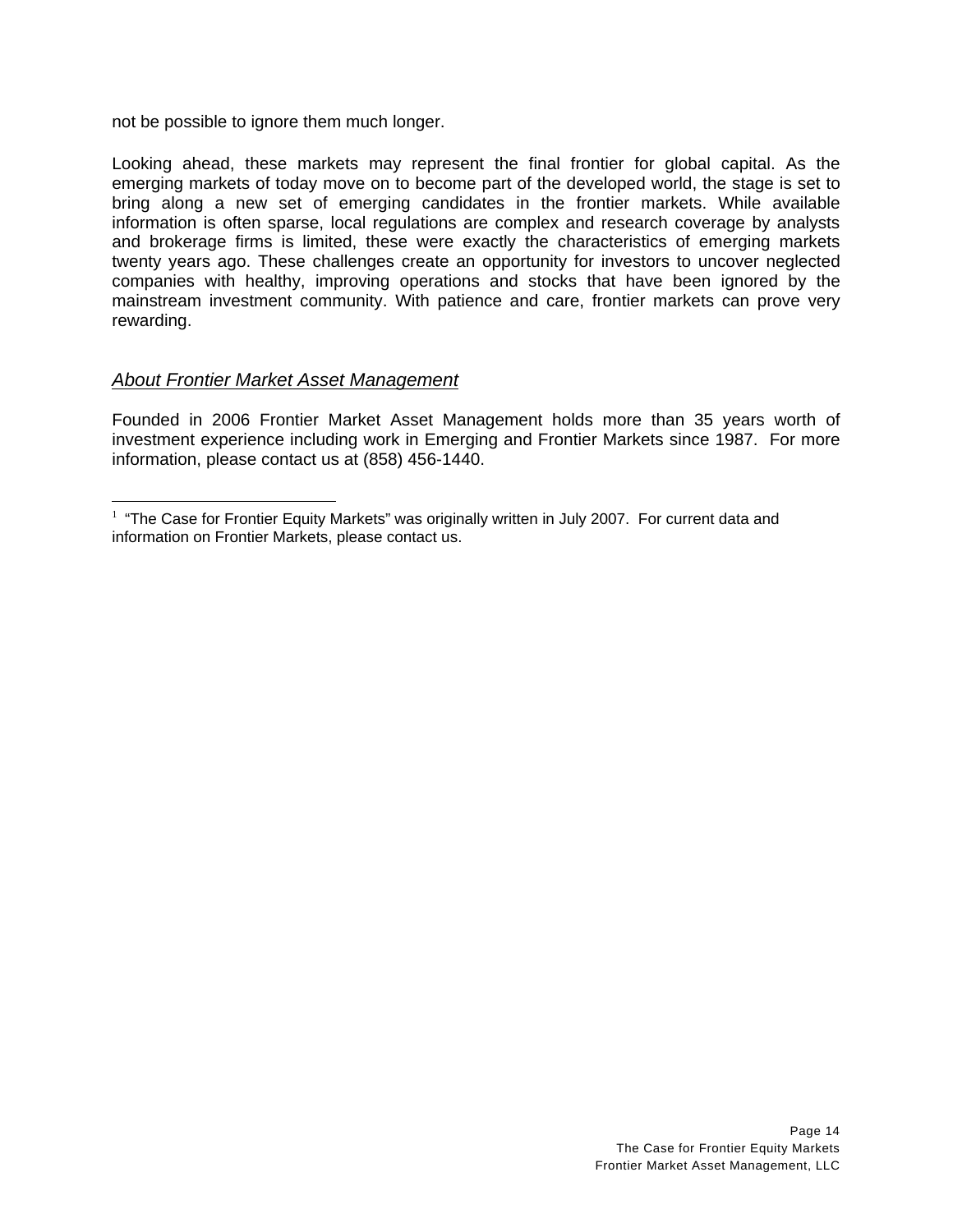not be possible to ignore them much longer.

Looking ahead, these markets may represent the final frontier for global capital. As the emerging markets of today move on to become part of the developed world, the stage is set to bring along a new set of emerging candidates in the frontier markets. While available information is often sparse, local regulations are complex and research coverage by analysts and brokerage firms is limited, these were exactly the characteristics of emerging markets twenty years ago. These challenges create an opportunity for investors to uncover neglected companies with healthy, improving operations and stocks that have been ignored by the mainstream investment community. With patience and care, frontier markets can prove very rewarding.

## *About Frontier Market Asset Management*

Founded in 2006 Frontier Market Asset Management holds more than 35 years worth of investment experience including work in Emerging and Frontier Markets since 1987. For more information, please contact us at (858) 456-1440.

---

[1] "The Case for Frontier Equity Markets" was originally written in July 2007. For current data and information on Frontier Markets, please contact us.